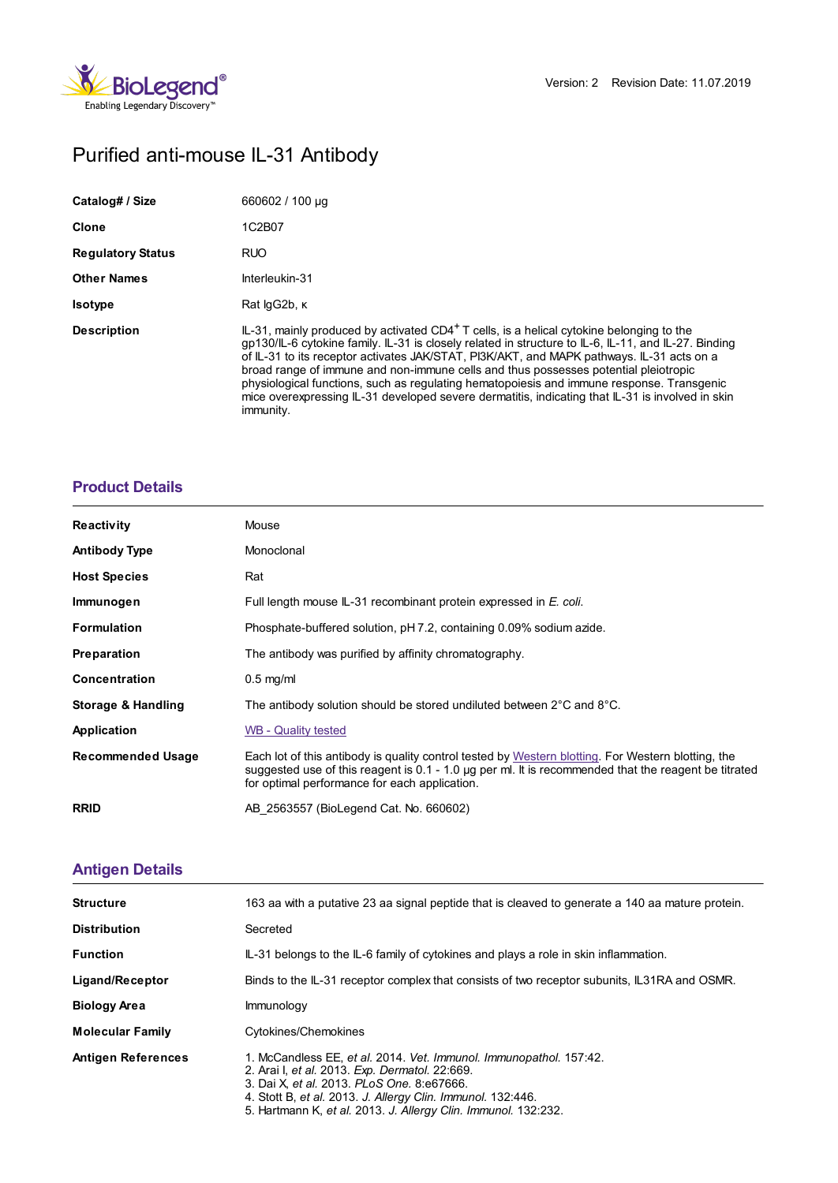Version: 2 Revision Date: 11.07.2019

# Purified anti-mouse IL-31 Antibody

| | |
|---|---|
| **Catalog# / Size** | 660602 / 100 µg |
| **Clone** | 1C2B07 |
| **Regulatory Status** | RUO |
| **Other Names** | Interleukin-31 |
| **Isotype** | Rat IgG2b, κ |
| **Description** | IL-31, mainly produced by activated CD4+ T cells, is a helical cytokine belonging to the gp130/IL-6 cytokine family. IL-31 is closely related in structure to IL-6, IL-11, and IL-27. Binding of IL-31 to its receptor activates JAK/STAT, PI3K/AKT, and MAPK pathways. IL-31 acts on a broad range of immune and non-immune cells and thus possesses potential pleiotropic physiological functions, such as regulating hematopoiesis and immune response. Transgenic mice overexpressing IL-31 developed severe dermatitis, indicating that IL-31 is involved in skin immunity. |

## Product Details

| | |
|---|---|
| **Reactivity** | Mouse |
| **Antibody Type** | Monoclonal |
| **Host Species** | Rat |
| **Immunogen** | Full length mouse IL-31 recombinant protein expressed in *E. coli*. |
| **Formulation** | Phosphate-buffered solution, pH 7.2, containing 0.09% sodium azide. |
| **Preparation** | The antibody was purified by affinity chromatography. |
| **Concentration** | 0.5 mg/ml |
| **Storage & Handling** | The antibody solution should be stored undiluted between 2°C and 8°C. |
| **Application** | WB - Quality tested |
| **Recommended Usage** | Each lot of this antibody is quality control tested by Western blotting. For Western blotting, the suggested use of this reagent is 0.1 - 1.0 µg per ml. It is recommended that the reagent be titrated for optimal performance for each application. |
| **RRID** | AB_2563557 (BioLegend Cat. No. 660602) |

## Antigen Details

| | |
|---|---|
| **Structure** | 163 aa with a putative 23 aa signal peptide that is cleaved to generate a 140 aa mature protein. |
| **Distribution** | Secreted |
| **Function** | IL-31 belongs to the IL-6 family of cytokines and plays a role in skin inflammation. |
| **Ligand/Receptor** | Binds to the IL-31 receptor complex that consists of two receptor subunits, IL31RA and OSMR. |
| **Biology Area** | Immunology |
| **Molecular Family** | Cytokines/Chemokines |
| **Antigen References** | 1. McCandless EE, *et al.* 2014. *Vet. Immunol. Immunopathol.* 157:42.<br>2. Arai I, *et al.* 2013. *Exp. Dermatol.* 22:669.<br>3. Dai X, *et al.* 2013. *PLoS One.* 8:e67666.<br>4. Stott B, *et al.* 2013. *J. Allergy Clin. Immunol.* 132:446.<br>5. Hartmann K, *et al.* 2013. *J. Allergy Clin. Immunol.* 132:232. |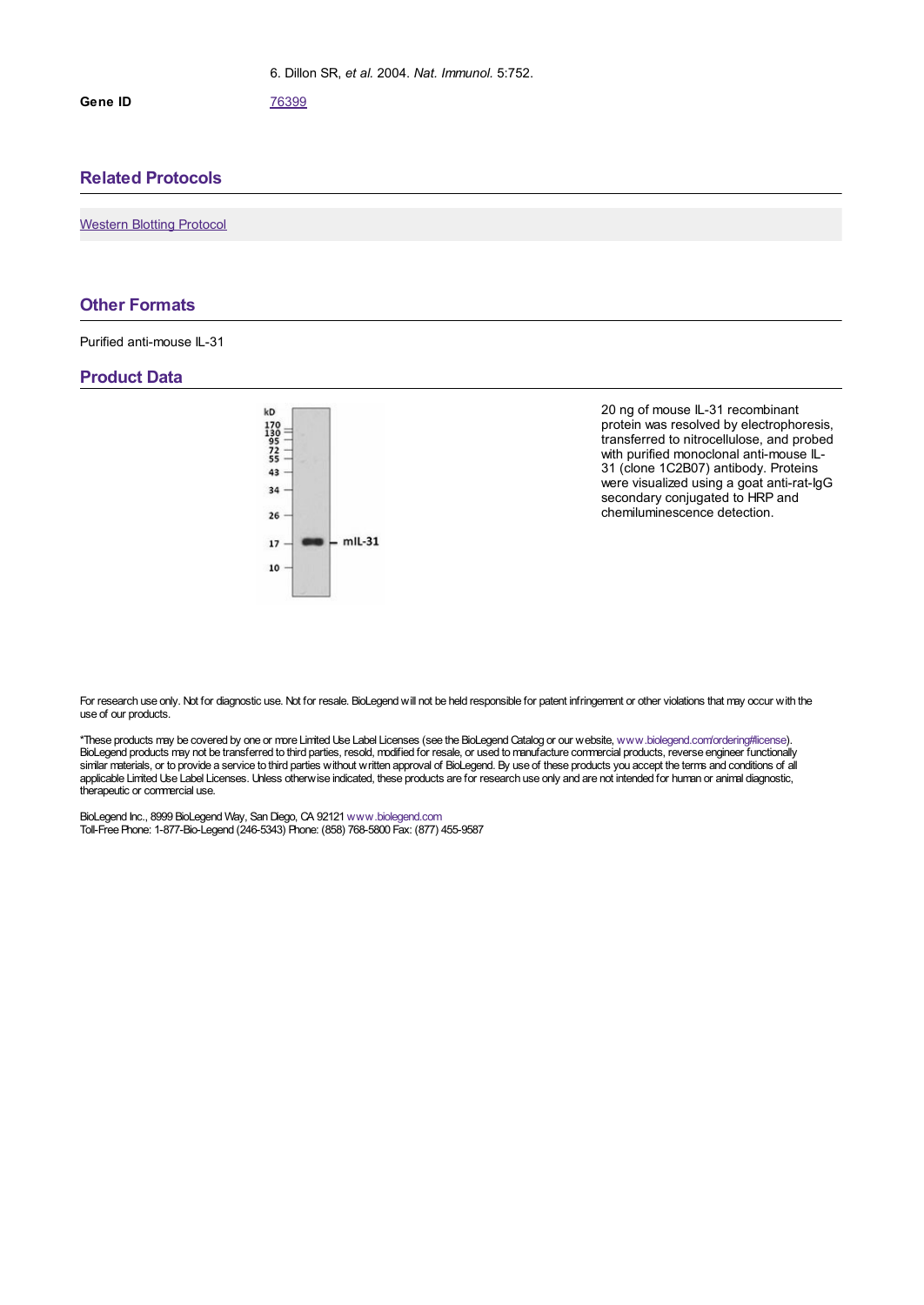6. Dillon SR, *et al.* 2004. *Nat. Immunol.* 5:752.

**Gene ID** 76399

## Related Protocols

Western Blotting Protocol

## Other Formats

Purified anti-mouse IL-31

## Product Data

kD
170
130
95
72
55
43
34
26
17
10
mIL-31

20 ng of mouse IL-31 recombinant protein was resolved by electrophoresis, transferred to nitrocellulose, and probed with purified monoclonal anti-mouse IL-31 (clone 1C2B07) antibody. Proteins were visualized using a goat anti-rat-IgG secondary conjugated to HRP and chemiluminescence detection.

For research use only. Not for diagnostic use. Not for resale. BioLegend will not be held responsible for patent infringement or other violations that may occur with the use of our products.

*These products may be covered by one or more Limited Use Label Licenses (see the BioLegend Catalog or our website, www.biolegend.com/ordering#license). BioLegend products may not be transferred to third parties, resold, modified for resale, or used to manufacture commercial products, reverse engineer functionally similar materials, or to provide a service to third parties without written approval of BioLegend. By use of these products you accept the terms and conditions of all applicable Limited Use Label Licenses. Unless otherwise indicated, these products are for research use only and are not intended for human or animal diagnostic, therapeutic or commercial use.

BioLegend Inc., 8999 BioLegend Way, San Diego, CA 92121 www.biolegend.com
Toll-Free Phone: 1-877-Bio-Legend (246-5343) Phone: (858) 768-5800 Fax: (877) 455-9587